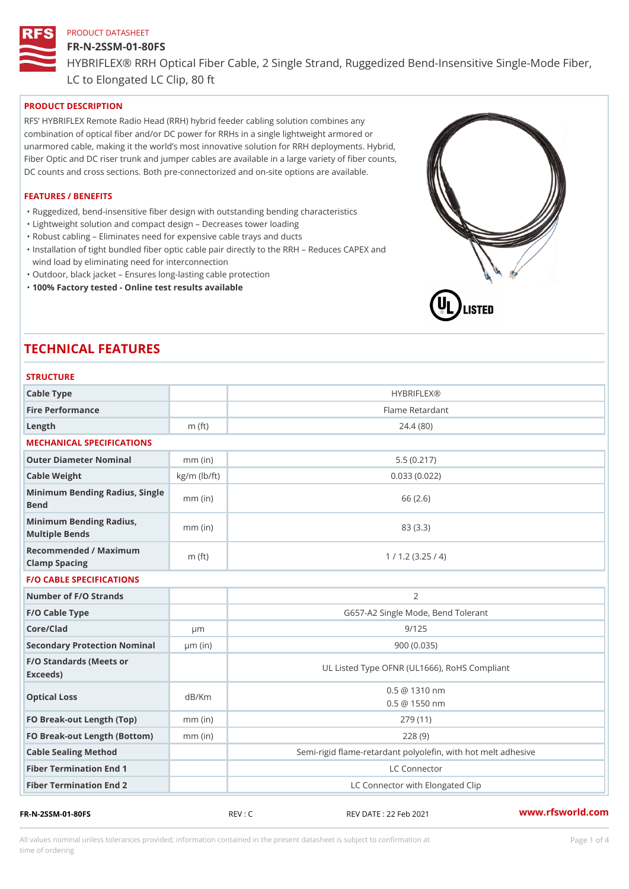PRODUCT DATASHEET

# FR-N-2SSM-01-80FS

HYBRIFLEX® RRH Optical Fiber Cable, 2 Single Strand, Ruggedized Bend-Insensitive Single-Mode Fiber, LC to Elongated LC Clip, 80 ft

## PRODUCT DESCRIPTION

RFS' HYBRIFLEX Remote Radio Head (RRH) hybrid feeder cabling solution combines any combination of optical fiber and/or DC power for RRHs in a single lightweight armored or unarmored cable, making it the world's most innovative solution for RRH deployments. Hybrid, Fiber Optic and DC riser trunk and jumper cables are available in a large variety of fiber counts, DC counts and cross sections. Both pre-connectorized and on-site options are available.

## FEATURES / BENEFITS

- Ruggedized, bend-insensitive fiber design with outstanding bending characteristics
- Lightweight solution and compact design – Decreases tower loading
- Robust cabling – Eliminates need for expensive cable trays and ducts
- Installation of tight bundled fiber optic cable pair directly to the RRH – Reduces CAPEX and wind load by eliminating need for interconnection
- Outdoor, black jacket – Ensures long-lasting cable protection
- **100% Factory tested - Online test results available**

# TECHNICAL FEATURES

## STRUCTURE

| | | |
|---|---|---|
| Cable Type | | HYBRIFLEX® |
| Fire Performance | | Flame Retardant |
| Length | m (ft) | 24.4 (80) |

## MECHANICAL SPECIFICATIONS

| | | |
|---|---|---|
| Outer Diameter Nominal | mm (in) | 5.5 (0.217) |
| Cable Weight | kg/m (lb/ft) | 0.033 (0.022) |
| Minimum Bending Radius, Single Bend | mm (in) | 66 (2.6) |
| Minimum Bending Radius, Multiple Bends | mm (in) | 83 (3.3) |
| Recommended / Maximum Clamp Spacing | m (ft) | 1 / 1.2 (3.25 / 4) |

## F/O CABLE SPECIFICATIONS

| | | |
|---|---|---|
| Number of F/O Strands | | 2 |
| F/O Cable Type | | G657-A2 Single Mode, Bend Tolerant |
| Core/Clad | μm | 9/125 |
| Secondary Protection Nominal | μm (in) | 900 (0.035) |
| F/O Standards (Meets or Exceeds) | | UL Listed Type OFNR (UL1666), RoHS Compliant |
| Optical Loss | dB/Km | 0.5 @ 1310 nm<br>0.5 @ 1550 nm |
| FO Break-out Length (Top) | mm (in) | 279 (11) |
| FO Break-out Length (Bottom) | mm (in) | 228 (9) |
| Cable Sealing Method | | Semi-rigid flame-retardant polyolefin, with hot melt adhesive |
| Fiber Termination End 1 | | LC Connector |
| Fiber Termination End 2 | | LC Connector with Elongated Clip |

FR-N-2SSM-01-80FS REV : C REV DATE : 22 Feb 2021 www.rfsworld.com

All values nominal unless tolerances provided; information contained in the present datasheet is subject to confirmation at time of ordering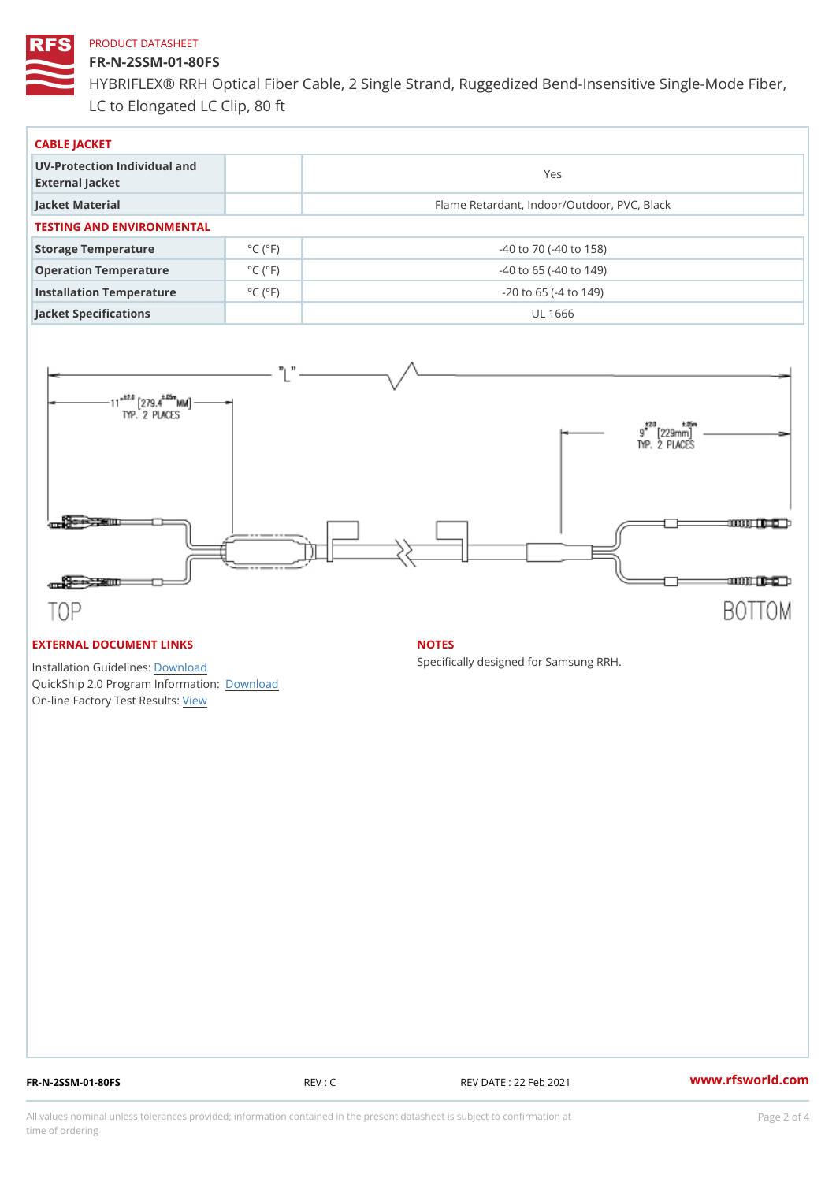PRODUCT DATASHEET

# FR-N-2SSM-01-80FS

## HYBRIFLEX® RRH Optical Fiber Cable, 2 Single Strand, Ruggedized Bend-Insensitive Single-Mode Fiber, LC to Elongated LC Clip, 80 ft

### CABLE JACKET

| | | |
|---|---|---|
| UV-Protection Individual and External Jacket | | Yes |
| Jacket Material | | Flame Retardant, Indoor/Outdoor, PVC, Black |

### TESTING AND ENVIRONMENTAL

| | | |
|---|---|---|
| Storage Temperature | °C (°F) | -40 to 70 (-40 to 158) |
| Operation Temperature | °C (°F) | -40 to 65 (-40 to 149) |
| Installation Temperature | °C (°F) | -20 to 65 (-4 to 149) |
| Jacket Specifications | | UL 1666 |

"L"

11 ±2.0 [279.4 ±.05 MM] TYP. 2 PLACES

9 ±2.0 [229mm ±.05] TYP. 2 PLACES

TOP

BOTTOM

### EXTERNAL DOCUMENT LINKS

Installation Guidelines: Download
QuickShip 2.0 Program Information: Download
On-line Factory Test Results: View

### NOTES

Specifically designed for Samsung RRH.

FR-N-2SSM-01-80FS REV : C REV DATE : 22 Feb 2021 www.rfsworld.com

All values nominal unless tolerances provided; information contained in the present datasheet is subject to confirmation at time of ordering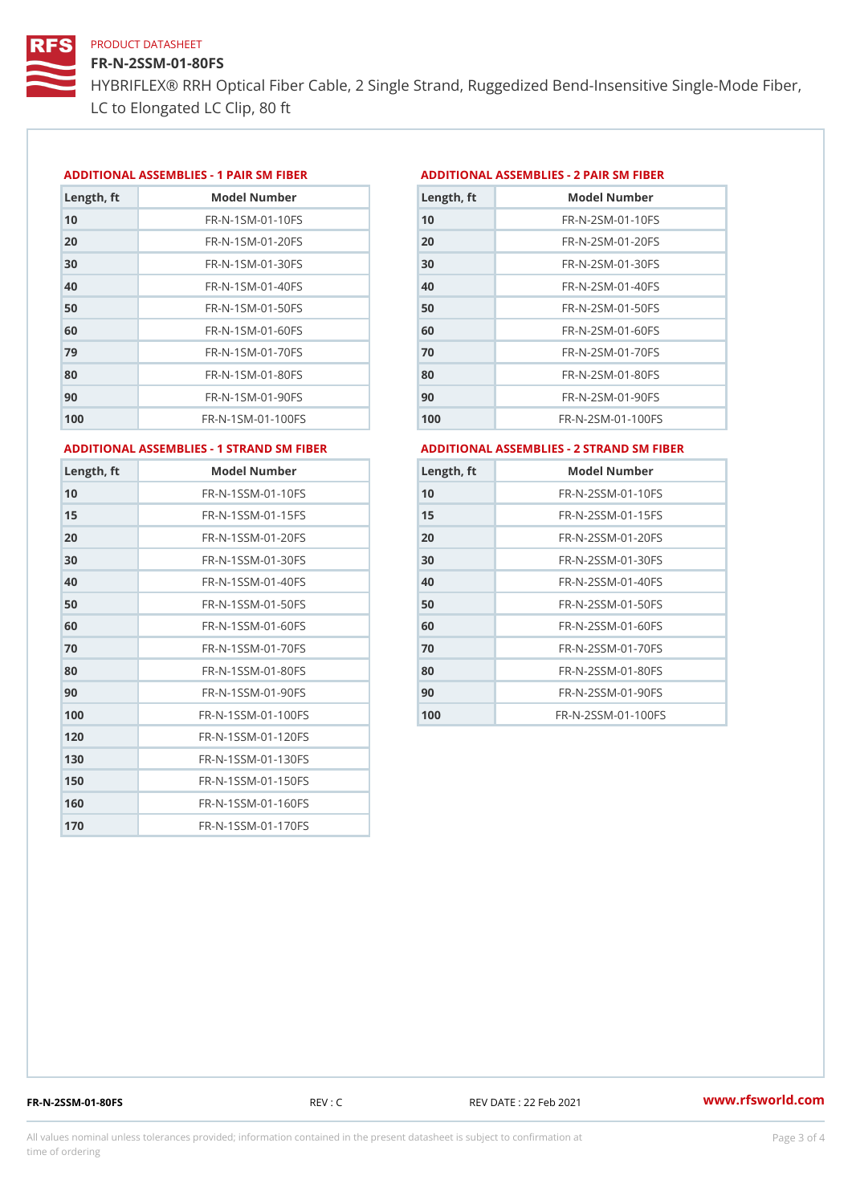PRODUCT DATASHEET

# FR-N-2SSM-01-80FS

HYBRIFLEX® RRH Optical Fiber Cable, 2 Single Strand, Ruggedized Bend-Insensitive Single-Mode Fiber, LC to Elongated LC Clip, 80 ft

## ADDITIONAL ASSEMBLIES - 1 PAIR SM FIBER

| Length, ft | Model Number |
|---|---|
| 10 | FR-N-1SM-01-10FS |
| 20 | FR-N-1SM-01-20FS |
| 30 | FR-N-1SM-01-30FS |
| 40 | FR-N-1SM-01-40FS |
| 50 | FR-N-1SM-01-50FS |
| 60 | FR-N-1SM-01-60FS |
| 79 | FR-N-1SM-01-70FS |
| 80 | FR-N-1SM-01-80FS |
| 90 | FR-N-1SM-01-90FS |
| 100 | FR-N-1SM-01-100FS |

## ADDITIONAL ASSEMBLIES - 2 PAIR SM FIBER

| Length, ft | Model Number |
|---|---|
| 10 | FR-N-2SM-01-10FS |
| 20 | FR-N-2SM-01-20FS |
| 30 | FR-N-2SM-01-30FS |
| 40 | FR-N-2SM-01-40FS |
| 50 | FR-N-2SM-01-50FS |
| 60 | FR-N-2SM-01-60FS |
| 70 | FR-N-2SM-01-70FS |
| 80 | FR-N-2SM-01-80FS |
| 90 | FR-N-2SM-01-90FS |
| 100 | FR-N-2SM-01-100FS |

## ADDITIONAL ASSEMBLIES - 1 STRAND SM FIBER

| Length, ft | Model Number |
|---|---|
| 10 | FR-N-1SSM-01-10FS |
| 15 | FR-N-1SSM-01-15FS |
| 20 | FR-N-1SSM-01-20FS |
| 30 | FR-N-1SSM-01-30FS |
| 40 | FR-N-1SSM-01-40FS |
| 50 | FR-N-1SSM-01-50FS |
| 60 | FR-N-1SSM-01-60FS |
| 70 | FR-N-1SSM-01-70FS |
| 80 | FR-N-1SSM-01-80FS |
| 90 | FR-N-1SSM-01-90FS |
| 100 | FR-N-1SSM-01-100FS |
| 120 | FR-N-1SSM-01-120FS |
| 130 | FR-N-1SSM-01-130FS |
| 150 | FR-N-1SSM-01-150FS |
| 160 | FR-N-1SSM-01-160FS |
| 170 | FR-N-1SSM-01-170FS |

## ADDITIONAL ASSEMBLIES - 2 STRAND SM FIBER

| Length, ft | Model Number |
|---|---|
| 10 | FR-N-2SSM-01-10FS |
| 15 | FR-N-2SSM-01-15FS |
| 20 | FR-N-2SSM-01-20FS |
| 30 | FR-N-2SSM-01-30FS |
| 40 | FR-N-2SSM-01-40FS |
| 50 | FR-N-2SSM-01-50FS |
| 60 | FR-N-2SSM-01-60FS |
| 70 | FR-N-2SSM-01-70FS |
| 80 | FR-N-2SSM-01-80FS |
| 90 | FR-N-2SSM-01-90FS |
| 100 | FR-N-2SSM-01-100FS |

FR-N-2SSM-01-80FS REV : C REV DATE : 22 Feb 2021 www.rfsworld.com

All values nominal unless tolerances provided; information contained in the present datasheet is subject to confirmation at time of ordering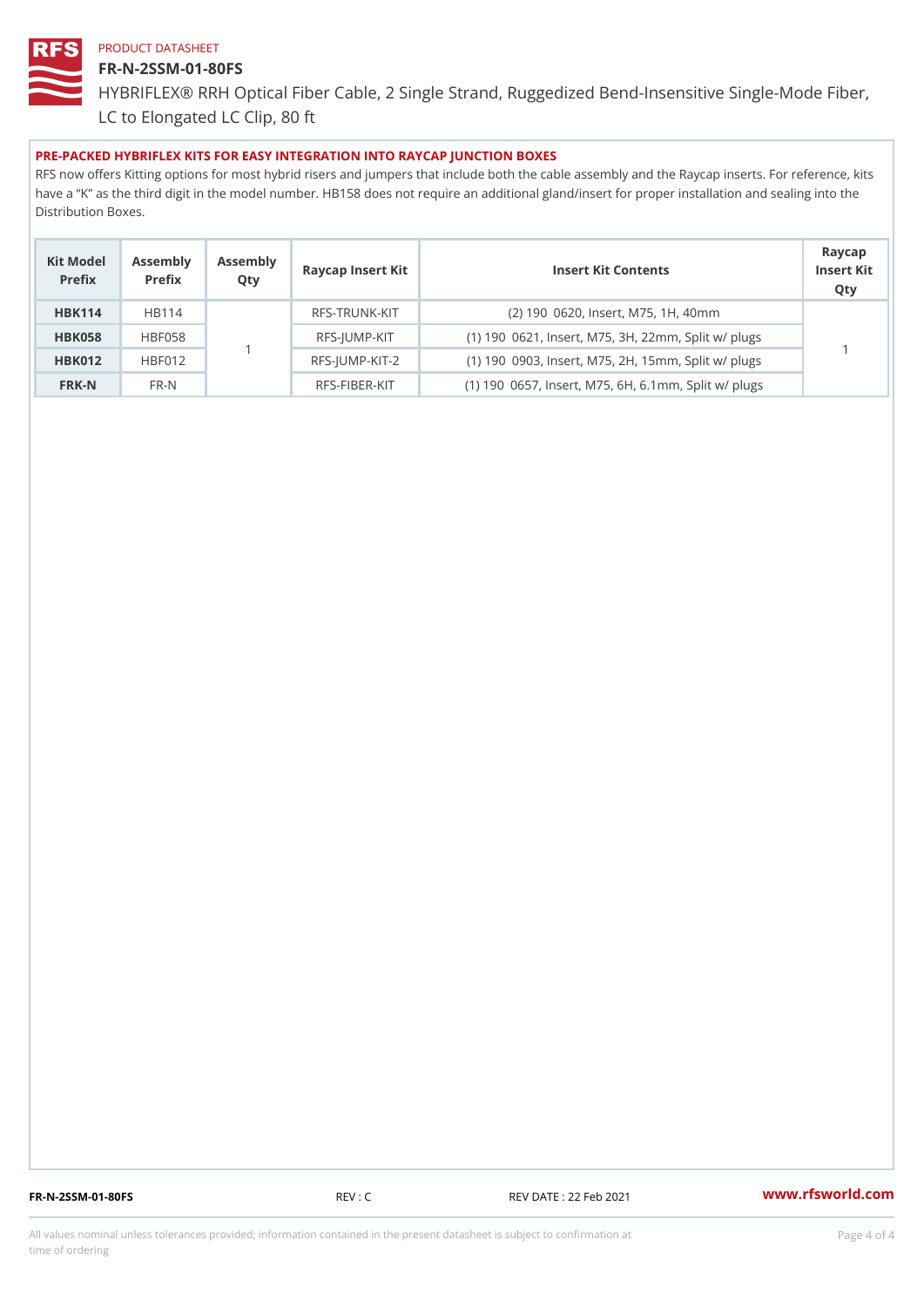PRODUCT DATASHEET

# FR-N-2SSM-01-80FS

HYBRIFLEX® RRH Optical Fiber Cable, 2 Single Strand, Ruggedized Bend-Insensitive Single-Mode Fiber, LC to Elongated LC Clip, 80 ft

## PRE-PACKED HYBRIFLEX KITS FOR EASY INTEGRATION INTO RAYCAP JUNCTION BOXES

RFS now offers Kitting options for most hybrid risers and jumpers that include both the cable assembly and the Raycap inserts. For reference, kits have a "K" as the third digit in the model number. HB158 does not require an additional gland/insert for proper installation and sealing into the Distribution Boxes.

| Kit Model Prefix | Assembly Prefix | Assembly Qty | Raycap Insert Kit | Insert Kit Contents | Raycap Insert Kit Qty |
|---|---|---|---|---|---|
| **HBK114** | HB114 | 1 | RFS-TRUNK-KIT | (2) 190_0620, Insert, M75, 1H, 40mm | 1 |
| **HBK058** | HBF058 | | RFS-JUMP-KIT | (1) 190_0621, Insert, M75, 3H, 22mm, Split w/ plugs | |
| **HBK012** | HBF012 | | RFS-JUMP-KIT-2 | (1) 190_0903, Insert, M75, 2H, 15mm, Split w/ plugs | |
| **FRK-N** | FR-N | | RFS-FIBER-KIT | (1) 190_0657, Insert, M75, 6H, 6.1mm, Split w/ plugs | |

FR-N-2SSM-01-80FS REV : C REV DATE : 22 Feb 2021 www.rfsworld.com

All values nominal unless tolerances provided; information contained in the present datasheet is subject to confirmation at time of ordering